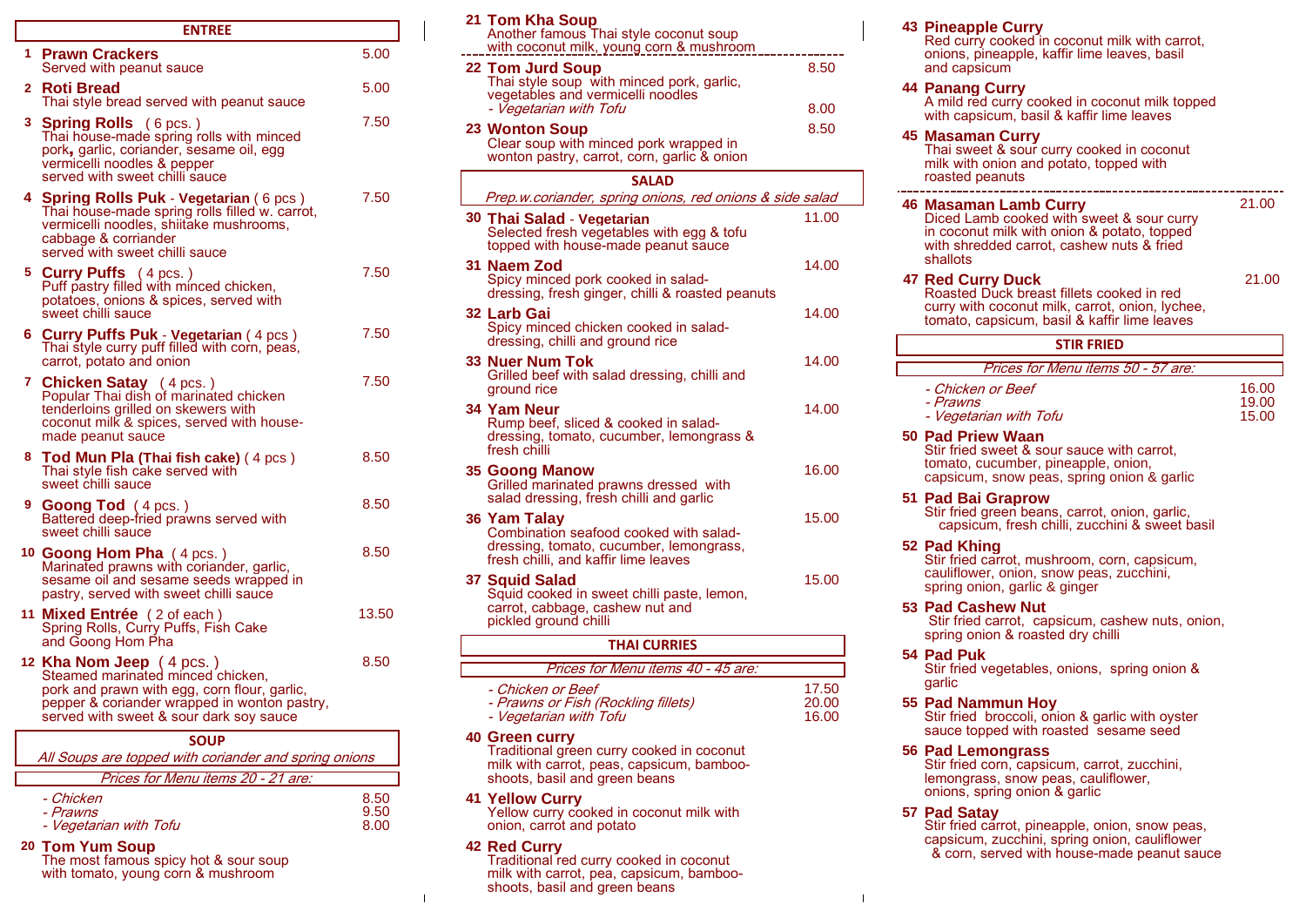## ENTREE

**1 Prawn Crackers** 5.00
Served with peanut sauce

**2 Roti Bread** 5.00
Thai style bread served with peanut sauce

**3 Spring Rolls** ( 6 pcs. ) 7.50
Thai house-made spring rolls with minced pork, garlic, coriander, sesame oil, egg vermicelli noodles & pepper served with sweet chilli sauce

**4 Spring Rolls Puk - Vegetarian** ( 6 pcs ) 7.50
Thai house-made spring rolls filled w. carrot, vermicelli noodles, shiitake mushrooms, cabbage & corriander served with sweet chilli sauce

**5 Curry Puffs** ( 4 pcs. ) 7.50
Puff pastry filled with minced chicken, potatoes, onions & spices, served with sweet chilli sauce

**6 Curry Puffs Puk - Vegetarian** ( 4 pcs ) 7.50
Thai style curry puff filled with corn, peas, carrot, potato and onion

**7 Chicken Satay** ( 4 pcs. ) 7.50
Popular Thai dish of marinated chicken tenderloins grilled on skewers with coconut milk & spices, served with house-made peanut sauce

**8 Tod Mun Pla (Thai fish cake)** ( 4 pcs ) 8.50
Thai style fish cake served with sweet chilli sauce

**9 Goong Tod** ( 4 pcs. ) 8.50
Battered deep-fried prawns served with sweet chilli sauce

**10 Goong Hom Pha** ( 4 pcs. ) 8.50
Marinated prawns with coriander, garlic, sesame oil and sesame seeds wrapped in pastry, served with sweet chilli sauce

**11 Mixed Entrée** ( 2 of each ) 13.50
Spring Rolls, Curry Puffs, Fish Cake and Goong Hom Pha

**12 Kha Nom Jeep** ( 4 pcs. ) 8.50
Steamed marinated minced chicken, pork and prawn with egg, corn flour, garlic, pepper & coriander wrapped in wonton pastry, served with sweet & sour dark soy sauce

## SOUP

*All Soups are topped with coriander and spring onions*

*Prices for Menu items 20 - 21 are:*

| | |
|---|---|
| *- Chicken* | 8.50 |
| *- Prawns* | 9.50 |
| *- Vegetarian with Tofu* | 8.00 |

**20 Tom Yum Soup**
The most famous spicy hot & sour soup with tomato, young corn & mushroom

**21 Tom Kha Soup**
Another famous Thai style coconut soup with coconut milk, young corn & mushroom

**22 Tom Jurd Soup** 8.50
Thai style soup with minced pork, garlic, vegetables and vermicelli noodles
*- Vegetarian with Tofu* 8.00

**23 Wonton Soup** 8.50
Clear soup with minced pork wrapped in wonton pastry, carrot, corn, garlic & onion

## SALAD

*Prep.w.coriander, spring onions, red onions & side salad*

**30 Thai Salad - Vegetarian** 11.00
Selected fresh vegetables with egg & tofu topped with house-made peanut sauce

**31 Naem Zod** 14.00
Spicy minced pork cooked in salad-dressing, fresh ginger, chilli & roasted peanuts

**32 Larb Gai** 14.00
Spicy minced chicken cooked in salad-dressing, chilli and ground rice

**33 Nuer Num Tok** 14.00
Grilled beef with salad dressing, chilli and ground rice

**34 Yam Neur** 14.00
Rump beef, sliced & cooked in salad-dressing, tomato, cucumber, lemongrass & fresh chilli

**35 Goong Manow** 16.00
Grilled marinated prawns dressed with salad dressing, fresh chilli and garlic

**36 Yam Talay** 15.00
Combination seafood cooked with salad-dressing, tomato, cucumber, lemongrass, fresh chilli, and kaffir lime leaves

**37 Squid Salad** 15.00
Squid cooked in sweet chilli paste, lemon, carrot, cabbage, cashew nut and pickled ground chilli

## THAI CURRIES

*Prices for Menu items 40 - 45 are:*

| | |
|---|---|
| *- Chicken or Beef* | 17.50 |
| *- Prawns or Fish (Rockling fillets)* | 20.00 |
| *- Vegetarian with Tofu* | 16.00 |

**40 Green curry**
Traditional green curry cooked in coconut milk with carrot, peas, capsicum, bamboo-shoots, basil and green beans

**41 Yellow Curry**
Yellow curry cooked in coconut milk with onion, carrot and potato

**42 Red Curry**
Traditional red curry cooked in coconut milk with carrot, pea, capsicum, bamboo-shoots, basil and green beans

**43 Pineapple Curry**
Red curry cooked in coconut milk with carrot, onions, pineapple, kaffir lime leaves, basil and capsicum

**44 Panang Curry**
A mild red curry cooked in coconut milk topped with capsicum, basil & kaffir lime leaves

**45 Masaman Curry**
Thai sweet & sour curry cooked in coconut milk with onion and potato, topped with roasted peanuts

**46 Masaman Lamb Curry** 21.00
Diced Lamb cooked with sweet & sour curry in coconut milk with onion & potato, topped with shredded carrot, cashew nuts & fried shallots

**47 Red Curry Duck** 21.00
Roasted Duck breast fillets cooked in red curry with coconut milk, carrot, onion, lychee, tomato, capsicum, basil & kaffir lime leaves

## STIR FRIED

*Prices for Menu items 50 - 57 are:*

| | |
|---|---|
| *- Chicken or Beef* | 16.00 |
| *- Prawns* | 19.00 |
| *- Vegetarian with Tofu* | 15.00 |

**50 Pad Priew Waan**
Stir fried sweet & sour sauce with carrot, tomato, cucumber, pineapple, onion, capsicum, snow peas, spring onion & garlic

**51 Pad Bai Graprow**
Stir fried green beans, carrot, onion, garlic, capsicum, fresh chilli, zucchini & sweet basil

**52 Pad Khing**
Stir fried carrot, mushroom, corn, capsicum, cauliflower, onion, snow peas, zucchini, spring onion, garlic & ginger

**53 Pad Cashew Nut**
Stir fried carrot, capsicum, cashew nuts, onion, spring onion & roasted dry chilli

**54 Pad Puk**
Stir fried vegetables, onions, spring onion & garlic

**55 Pad Nammun Hoy**
Stir fried broccoli, onion & garlic with oyster sauce topped with roasted sesame seed

**56 Pad Lemongrass**
Stir fried corn, capsicum, carrot, zucchini, lemongrass, snow peas, cauliflower, onions, spring onion & garlic

**57 Pad Satay**
Stir fried carrot, pineapple, onion, snow peas, capsicum, zucchini, spring onion, cauliflower & corn, served with house-made peanut sauce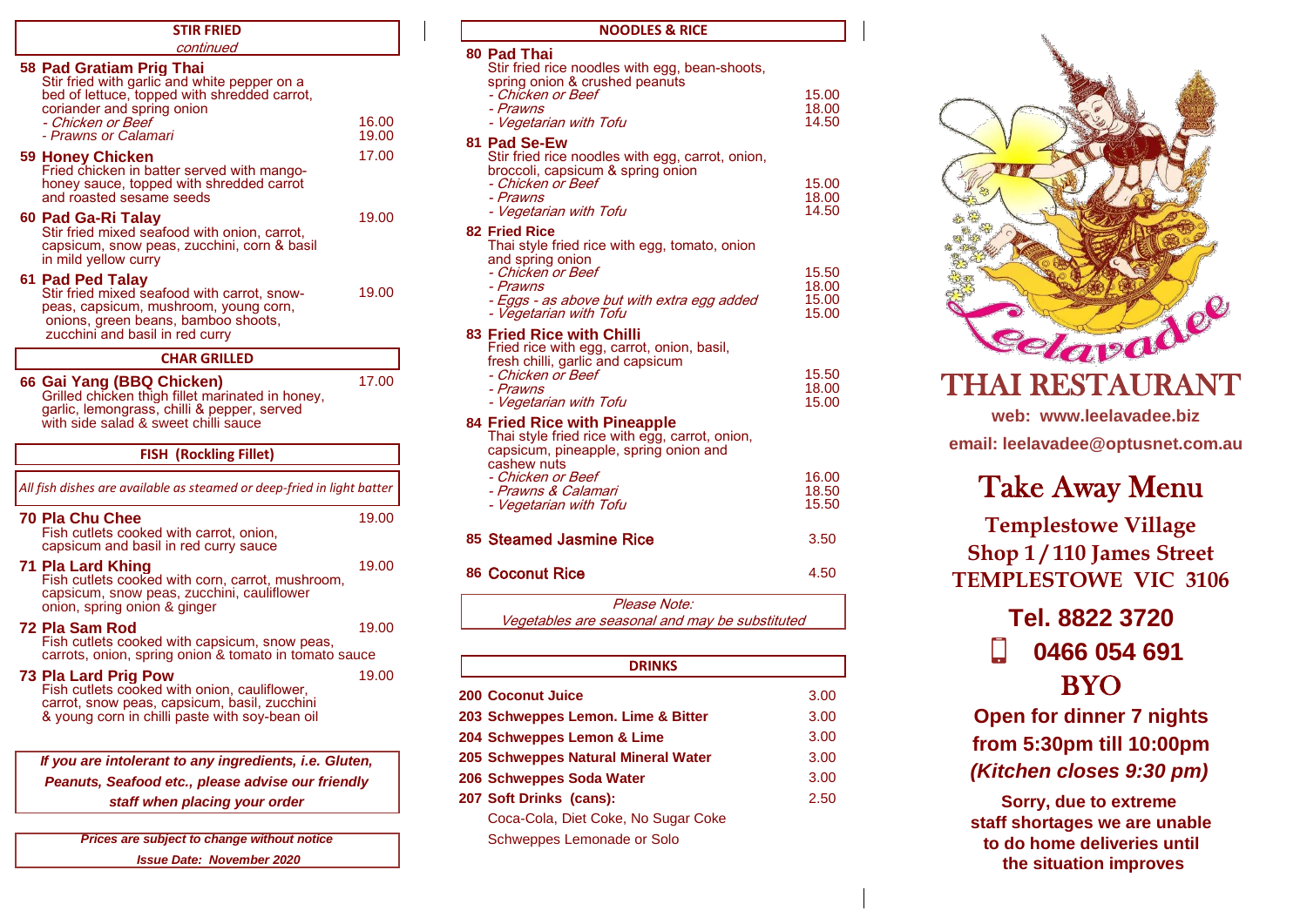## STIR FRIED

*continued*

**58 Pad Gratiam Prig Thai**
Stir fried with garlic and white pepper on a bed of lettuce, topped with shredded carrot, coriander and spring onion

- *Chicken or Beef* 16.00
- *Prawns or Calamari* 19.00

**59 Honey Chicken** 17.00
Fried chicken in batter served with mango-honey sauce, topped with shredded carrot and roasted sesame seeds

**60 Pad Ga-Ri Talay** 19.00
Stir fried mixed seafood with onion, carrot, capsicum, snow peas, zucchini, corn & basil in mild yellow curry

**61 Pad Ped Talay** 19.00
Stir fried mixed seafood with carrot, snow-peas, capsicum, mushroom, young corn, onions, green beans, bamboo shoots, zucchini and basil in red curry

## CHAR GRILLED

**66 Gai Yang (BBQ Chicken)** 17.00
Grilled chicken thigh fillet marinated in honey, garlic, lemongrass, chilli & pepper, served with side salad & sweet chilli sauce

## FISH (Rockling Fillet)

*All fish dishes are available as steamed or deep-fried in light batter*

**70 Pla Chu Chee** 19.00
Fish cutlets cooked with carrot, onion, capsicum and basil in red curry sauce

**71 Pla Lard Khing** 19.00
Fish cutlets cooked with corn, carrot, mushroom, capsicum, snow peas, zucchini, cauliflower onion, spring onion & ginger

**72 Pla Sam Rod** 19.00
Fish cutlets cooked with capsicum, snow peas, carrots, onion, spring onion & tomato in tomato sauce

**73 Pla Lard Prig Pow** 19.00
Fish cutlets cooked with onion, cauliflower, carrot, snow peas, capsicum, basil, zucchini & young corn in chilli paste with soy-bean oil

***If you are intolerant to any ingredients, i.e. Gluten, Peanuts, Seafood etc., please advise our friendly staff when placing your order***

***Prices are subject to change without notice***

***Issue Date: November 2020***

## NOODLES & RICE

**80 Pad Thai**
Stir fried rice noodles with egg, bean-shoots, spring onion & crushed peanuts

- *Chicken or Beef* 15.00
- *Prawns* 18.00
- *Vegetarian with Tofu* 14.50

**81 Pad Se-Ew**
Stir fried rice noodles with egg, carrot, onion, broccoli, capsicum & spring onion

- *Chicken or Beef* 15.00
- *Prawns* 18.00
- *Vegetarian with Tofu* 14.50

**82 Fried Rice**
Thai style fried rice with egg, tomato, onion and spring onion

- *Chicken or Beef* 15.50
- *Prawns* 18.00
- *Eggs - as above but with extra egg added* 15.00
- *Vegetarian with Tofu* 15.00

**83 Fried Rice with Chilli**
Fried rice with egg, carrot, onion, basil, fresh chilli, garlic and capsicum

- *Chicken or Beef* 15.50
- *Prawns* 18.00
- *Vegetarian with Tofu* 15.00

**84 Fried Rice with Pineapple**
Thai style fried rice with egg, carrot, onion, capsicum, pineapple, spring onion and cashew nuts

- *Chicken or Beef* 16.00
- *Prawns & Calamari* 18.50
- *Vegetarian with Tofu* 15.50

**85 Steamed Jasmine Rice** 3.50

**86 Coconut Rice** 4.50

*Please Note:*
*Vegetables are seasonal and may be substituted*

## DRINKS

| | |
|---|---|
| **200 Coconut Juice** | 3.00 |
| **203 Schweppes Lemon. Lime & Bitter** | 3.00 |
| **204 Schweppes Lemon & Lime** | 3.00 |
| **205 Schweppes Natural Mineral Water** | 3.00 |
| **206 Schweppes Soda Water** | 3.00 |
| **207 Soft Drinks (cans):** | 2.50 |
| Coca-Cola, Diet Coke, No Sugar Coke | |
| Schweppes Lemonade or Solo | |

# Leelavadee

# THAI RESTAURANT

**web: www.leelavadee.biz**

**email: leelavadee@optusnet.com.au**

# Take Away Menu

**Templestowe Village**
**Shop 1 / 110 James Street**
**TEMPLESTOWE VIC 3106**

**Tel. 8822 3720**

**0466 054 691**

**BYO**

**Open for dinner 7 nights from 5:30pm till 10:00pm**
***(Kitchen closes 9:30 pm)***

**Sorry, due to extreme staff shortages we are unable to do home deliveries until the situation improves**